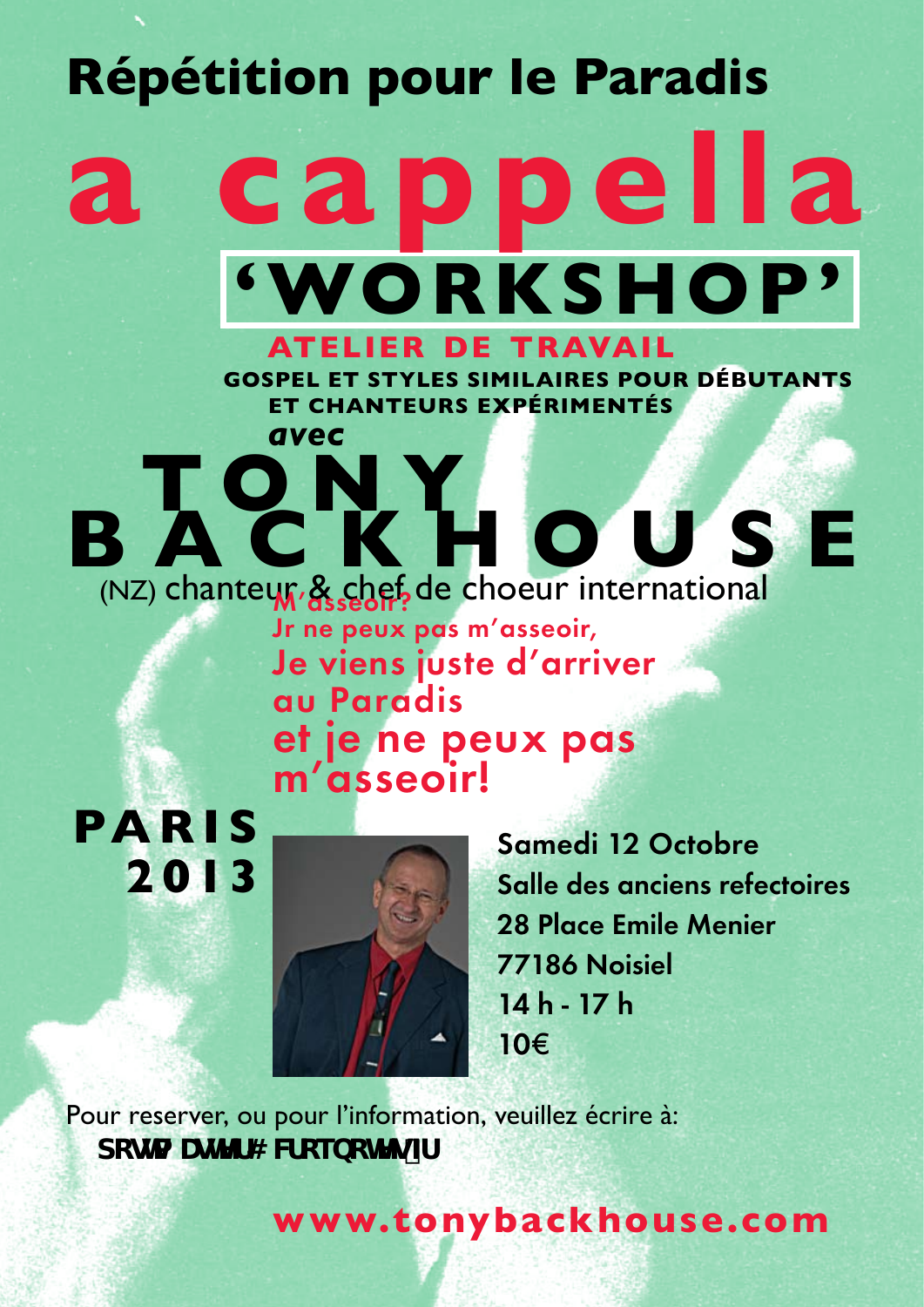# Répétition pour le Paradis

# a cappella

## 'WORKSHOP'

### ATELIER DE TRAVAIL

**GOSPEL ET STYLES SIMILAIRES POUR DÉBUTANTS ET CHANTEURS EXPÉRIMENTÉS**

***avec***

# TONY BACKHOUSE

(NZ) chanteur & chef de choeur international

**M'asseoir?**
**Jr ne peux pas m'asseoir,**
**Je viens juste d'arriver au Paradis**
**et je ne peux pas m'asseoir!**

## PARIS 2013

**Samedi 12 Octobre**
**Salle des anciens refectoires**
**28 Place Emile Menier**
**77186 Noisiel**
**14 h - 17 h**
**10€**

Pour reserver, ou pour l'information, veuillez écrire à:

**SRWP DWWU# FURTQRWW/IU**

**www.tonybackhouse.com**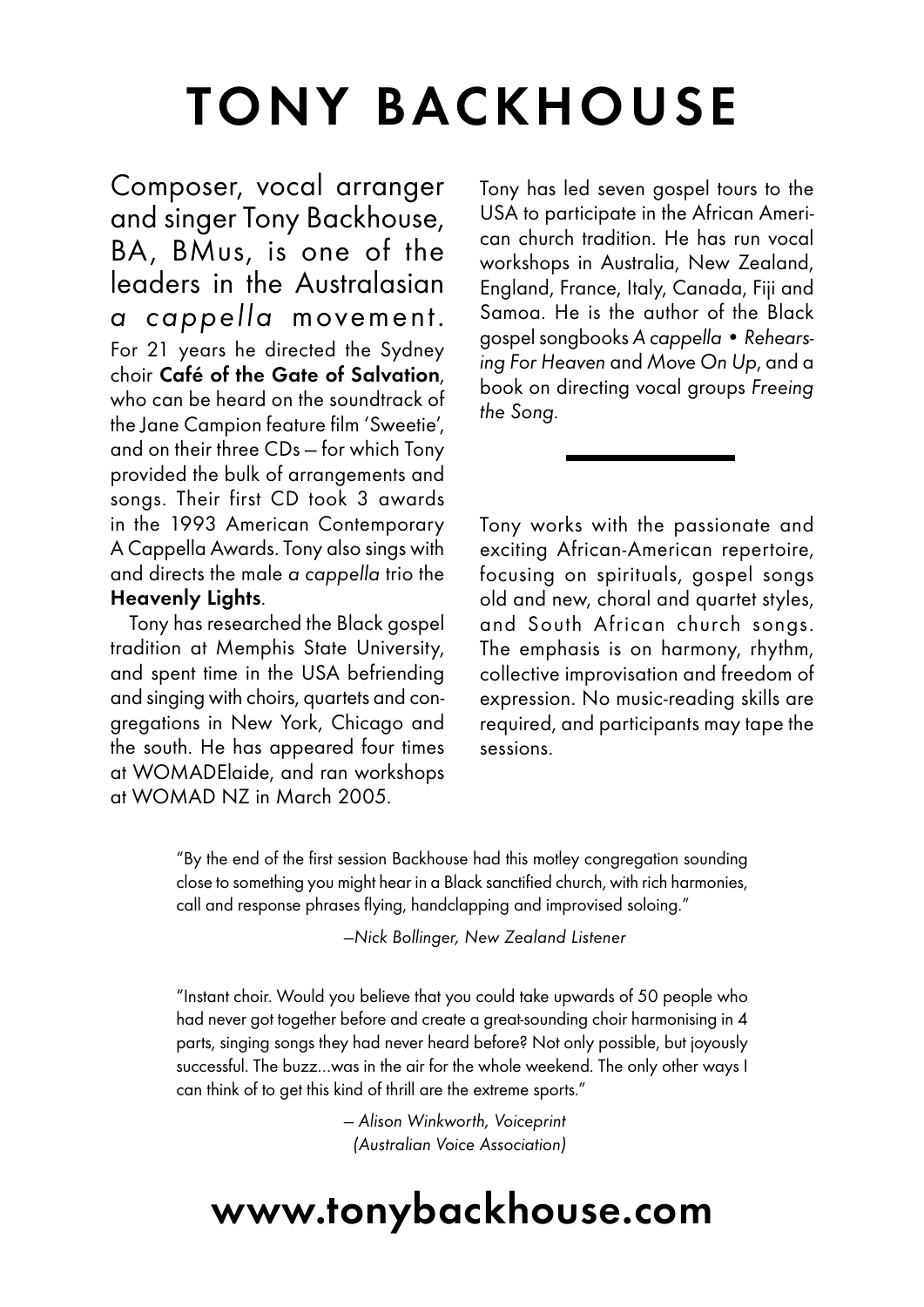# TONY BACKHOUSE

Composer, vocal arranger and singer Tony Backhouse, BA, BMus, is one of the leaders in the Australasian *a cappella* movement. For 21 years he directed the Sydney choir **Café of the Gate of Salvation**, who can be heard on the soundtrack of the Jane Campion feature film 'Sweetie', and on their three CDs — for which Tony provided the bulk of arrangements and songs. Their first CD took 3 awards in the 1993 American Contemporary A Cappella Awards. Tony also sings with and directs the male *a cappella* trio the **Heavenly Lights**.

Tony has researched the Black gospel tradition at Memphis State University, and spent time in the USA befriending and singing with choirs, quartets and congregations in New York, Chicago and the south. He has appeared four times at WOMADElaide, and ran workshops at WOMAD NZ in March 2005.

Tony has led seven gospel tours to the USA to participate in the African American church tradition. He has run vocal workshops in Australia, New Zealand, England, France, Italy, Canada, Fiji and Samoa. He is the author of the Black gospel songbooks *A cappella • Rehearsing For Heaven* and *Move On Up*, and a book on directing vocal groups *Freeing the Song*.

---

Tony works with the passionate and exciting African-American repertoire, focusing on spirituals, gospel songs old and new, choral and quartet styles, and South African church songs. The emphasis is on harmony, rhythm, collective improvisation and freedom of expression. No music-reading skills are required, and participants may tape the sessions.

> "By the end of the first session Backhouse had this motley congregation sounding close to something you might hear in a Black sanctified church, with rich harmonies, call and response phrases flying, handclapping and improvised soloing."
>
> —*Nick Bollinger, New Zealand Listener*

> "Instant choir. Would you believe that you could take upwards of 50 people who had never got together before and create a great-sounding choir harmonising in 4 parts, singing songs they had never heard before? Not only possible, but joyously successful. The buzz...was in the air for the whole weekend. The only other ways I can think of to get this kind of thrill are the extreme sports."
>
> — *Alison Winkworth, Voiceprint (Australian Voice Association)*

## www.tonybackhouse.com